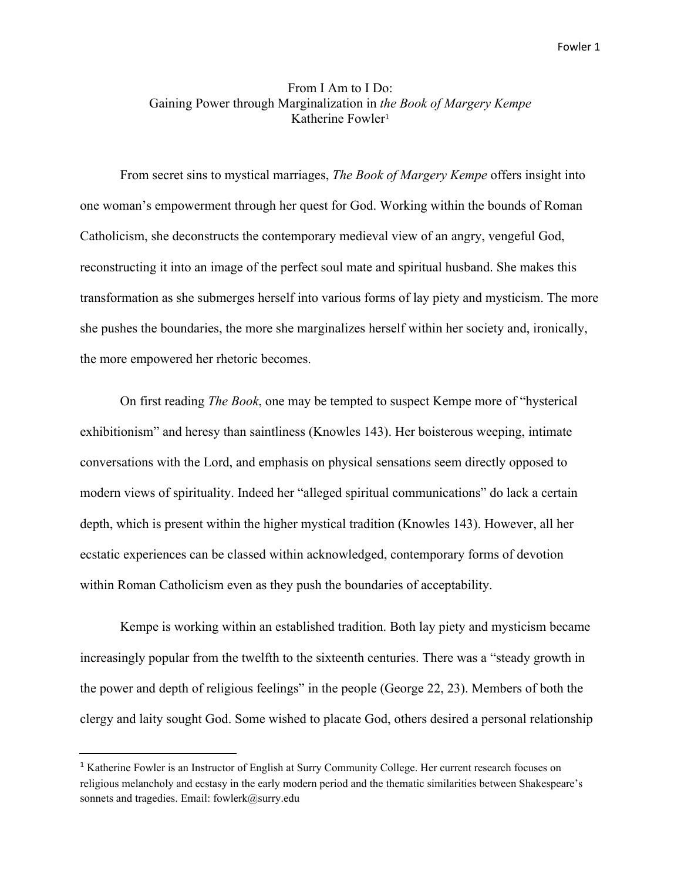# From I Am to I Do:
## Gaining Power through Marginalization in *the Book of Margery Kempe*

Katherine Fowler[1]

From secret sins to mystical marriages, *The Book of Margery Kempe* offers insight into one woman's empowerment through her quest for God. Working within the bounds of Roman Catholicism, she deconstructs the contemporary medieval view of an angry, vengeful God, reconstructing it into an image of the perfect soul mate and spiritual husband. She makes this transformation as she submerges herself into various forms of lay piety and mysticism. The more she pushes the boundaries, the more she marginalizes herself within her society and, ironically, the more empowered her rhetoric becomes.

On first reading *The Book*, one may be tempted to suspect Kempe more of "hysterical exhibitionism" and heresy than saintliness (Knowles 143). Her boisterous weeping, intimate conversations with the Lord, and emphasis on physical sensations seem directly opposed to modern views of spirituality. Indeed her "alleged spiritual communications" do lack a certain depth, which is present within the higher mystical tradition (Knowles 143). However, all her ecstatic experiences can be classed within acknowledged, contemporary forms of devotion within Roman Catholicism even as they push the boundaries of acceptability.

Kempe is working within an established tradition. Both lay piety and mysticism became increasingly popular from the twelfth to the sixteenth centuries. There was a "steady growth in the power and depth of religious feelings" in the people (George 22, 23). Members of both the clergy and laity sought God. Some wished to placate God, others desired a personal relationship

---

[1] Katherine Fowler is an Instructor of English at Surry Community College. Her current research focuses on religious melancholy and ecstasy in the early modern period and the thematic similarities between Shakespeare's sonnets and tragedies. Email: fowlerk@surry.edu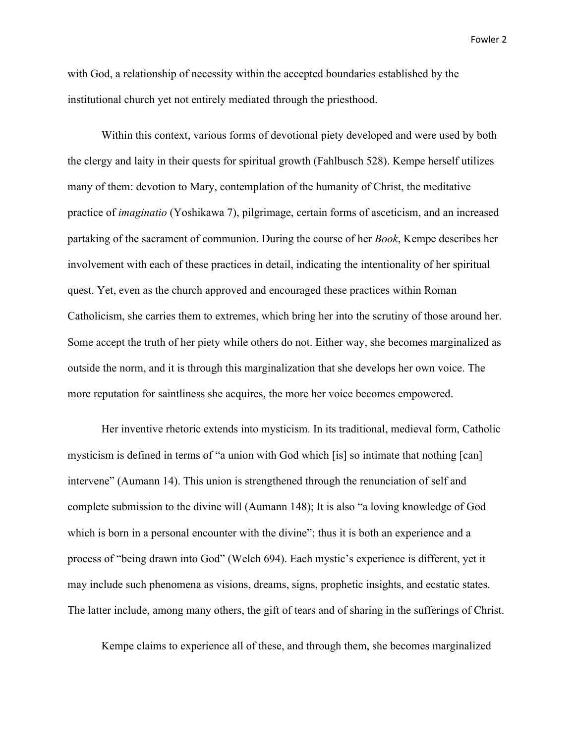with God, a relationship of necessity within the accepted boundaries established by the institutional church yet not entirely mediated through the priesthood.

Within this context, various forms of devotional piety developed and were used by both the clergy and laity in their quests for spiritual growth (Fahlbusch 528). Kempe herself utilizes many of them: devotion to Mary, contemplation of the humanity of Christ, the meditative practice of *imaginatio* (Yoshikawa 7), pilgrimage, certain forms of asceticism, and an increased partaking of the sacrament of communion. During the course of her *Book*, Kempe describes her involvement with each of these practices in detail, indicating the intentionality of her spiritual quest. Yet, even as the church approved and encouraged these practices within Roman Catholicism, she carries them to extremes, which bring her into the scrutiny of those around her. Some accept the truth of her piety while others do not. Either way, she becomes marginalized as outside the norm, and it is through this marginalization that she develops her own voice. The more reputation for saintliness she acquires, the more her voice becomes empowered.

Her inventive rhetoric extends into mysticism. In its traditional, medieval form, Catholic mysticism is defined in terms of "a union with God which [is] so intimate that nothing [can] intervene" (Aumann 14). This union is strengthened through the renunciation of self and complete submission to the divine will (Aumann 148); It is also "a loving knowledge of God which is born in a personal encounter with the divine"; thus it is both an experience and a process of "being drawn into God" (Welch 694). Each mystic's experience is different, yet it may include such phenomena as visions, dreams, signs, prophetic insights, and ecstatic states. The latter include, among many others, the gift of tears and of sharing in the sufferings of Christ.

Kempe claims to experience all of these, and through them, she becomes marginalized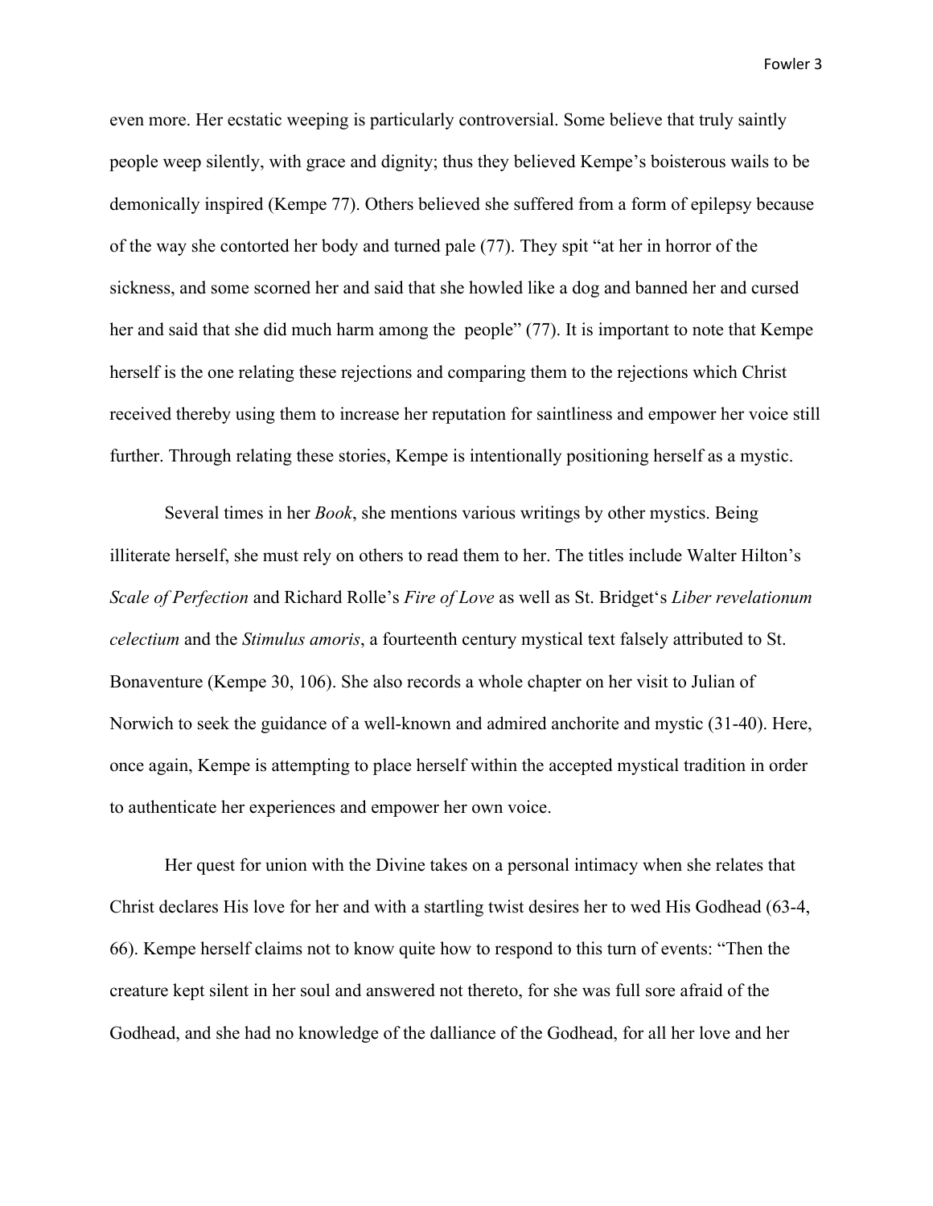even more. Her ecstatic weeping is particularly controversial. Some believe that truly saintly people weep silently, with grace and dignity; thus they believed Kempe's boisterous wails to be demonically inspired (Kempe 77). Others believed she suffered from a form of epilepsy because of the way she contorted her body and turned pale (77). They spit "at her in horror of the sickness, and some scorned her and said that she howled like a dog and banned her and cursed her and said that she did much harm among the people" (77). It is important to note that Kempe herself is the one relating these rejections and comparing them to the rejections which Christ received thereby using them to increase her reputation for saintliness and empower her voice still further. Through relating these stories, Kempe is intentionally positioning herself as a mystic.

Several times in her *Book*, she mentions various writings by other mystics. Being illiterate herself, she must rely on others to read them to her. The titles include Walter Hilton's *Scale of Perfection* and Richard Rolle's *Fire of Love* as well as St. Bridget's *Liber revelationum celectium* and the *Stimulus amoris*, a fourteenth century mystical text falsely attributed to St. Bonaventure (Kempe 30, 106). She also records a whole chapter on her visit to Julian of Norwich to seek the guidance of a well-known and admired anchorite and mystic (31-40). Here, once again, Kempe is attempting to place herself within the accepted mystical tradition in order to authenticate her experiences and empower her own voice.

Her quest for union with the Divine takes on a personal intimacy when she relates that Christ declares His love for her and with a startling twist desires her to wed His Godhead (63-4, 66). Kempe herself claims not to know quite how to respond to this turn of events: "Then the creature kept silent in her soul and answered not thereto, for she was full sore afraid of the Godhead, and she had no knowledge of the dalliance of the Godhead, for all her love and her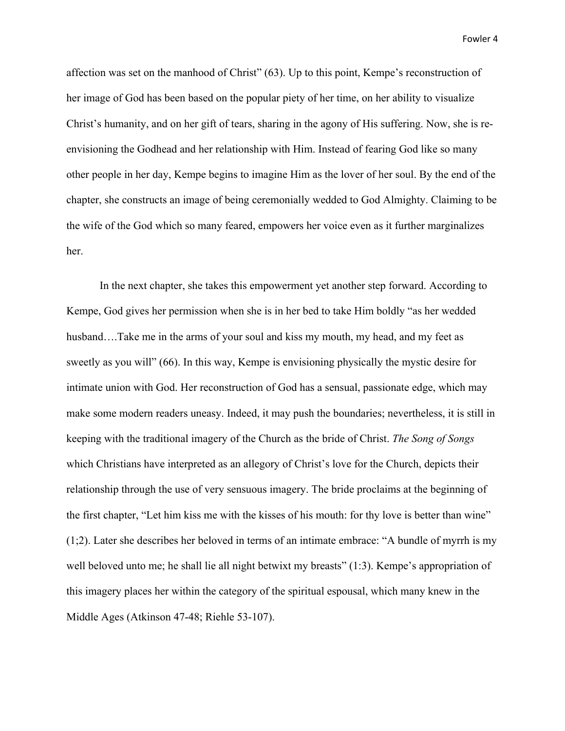affection was set on the manhood of Christ" (63). Up to this point, Kempe's reconstruction of her image of God has been based on the popular piety of her time, on her ability to visualize Christ's humanity, and on her gift of tears, sharing in the agony of His suffering. Now, she is re-envisioning the Godhead and her relationship with Him. Instead of fearing God like so many other people in her day, Kempe begins to imagine Him as the lover of her soul. By the end of the chapter, she constructs an image of being ceremonially wedded to God Almighty. Claiming to be the wife of the God which so many feared, empowers her voice even as it further marginalizes her.

In the next chapter, she takes this empowerment yet another step forward. According to Kempe, God gives her permission when she is in her bed to take Him boldly "as her wedded husband….Take me in the arms of your soul and kiss my mouth, my head, and my feet as sweetly as you will" (66). In this way, Kempe is envisioning physically the mystic desire for intimate union with God. Her reconstruction of God has a sensual, passionate edge, which may make some modern readers uneasy. Indeed, it may push the boundaries; nevertheless, it is still in keeping with the traditional imagery of the Church as the bride of Christ. *The Song of Songs* which Christians have interpreted as an allegory of Christ's love for the Church, depicts their relationship through the use of very sensuous imagery. The bride proclaims at the beginning of the first chapter, "Let him kiss me with the kisses of his mouth: for thy love is better than wine" (1;2). Later she describes her beloved in terms of an intimate embrace: "A bundle of myrrh is my well beloved unto me; he shall lie all night betwixt my breasts" (1:3). Kempe's appropriation of this imagery places her within the category of the spiritual espousal, which many knew in the Middle Ages (Atkinson 47-48; Riehle 53-107).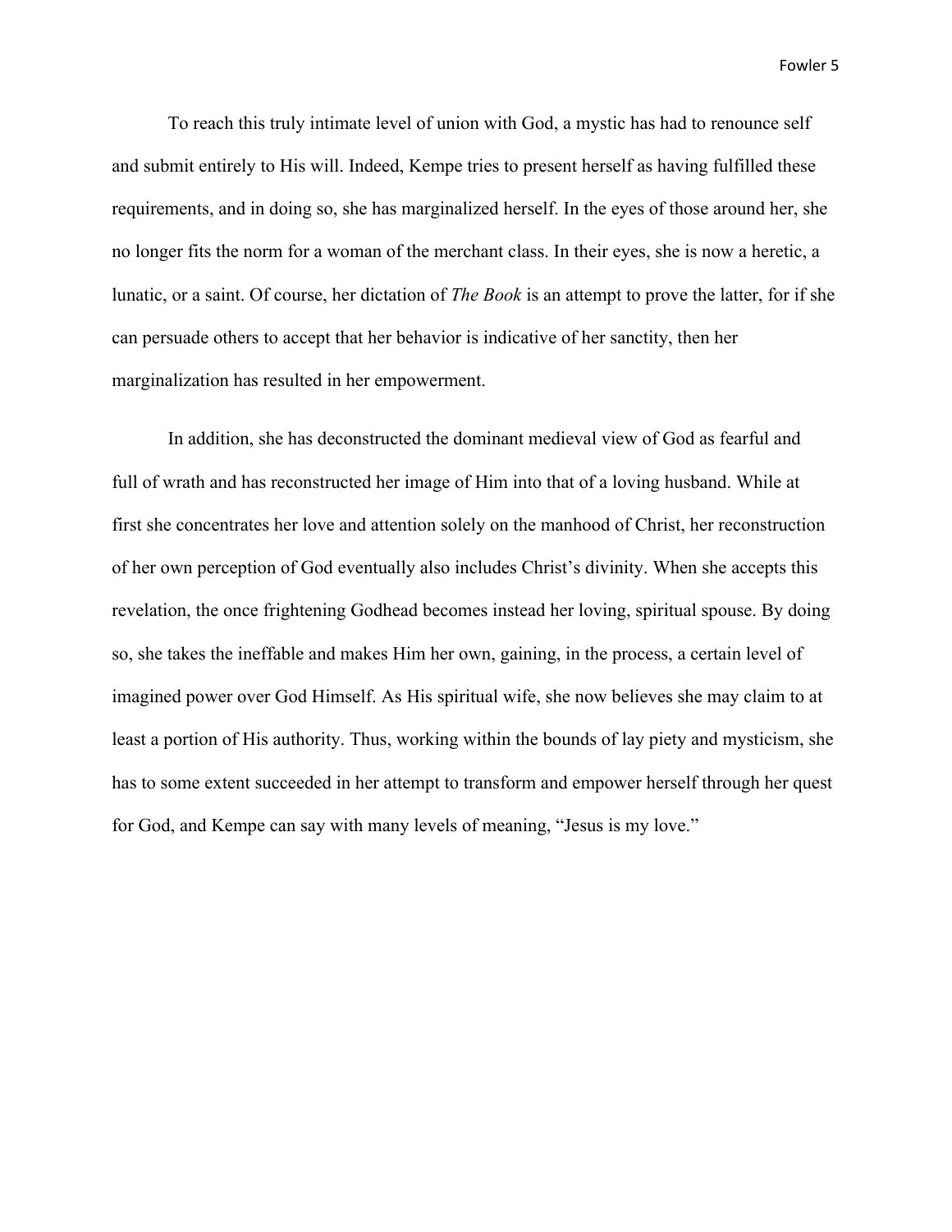To reach this truly intimate level of union with God, a mystic has had to renounce self and submit entirely to His will. Indeed, Kempe tries to present herself as having fulfilled these requirements, and in doing so, she has marginalized herself. In the eyes of those around her, she no longer fits the norm for a woman of the merchant class. In their eyes, she is now a heretic, a lunatic, or a saint. Of course, her dictation of *The Book* is an attempt to prove the latter, for if she can persuade others to accept that her behavior is indicative of her sanctity, then her marginalization has resulted in her empowerment.

In addition, she has deconstructed the dominant medieval view of God as fearful and full of wrath and has reconstructed her image of Him into that of a loving husband. While at first she concentrates her love and attention solely on the manhood of Christ, her reconstruction of her own perception of God eventually also includes Christ's divinity. When she accepts this revelation, the once frightening Godhead becomes instead her loving, spiritual spouse. By doing so, she takes the ineffable and makes Him her own, gaining, in the process, a certain level of imagined power over God Himself. As His spiritual wife, she now believes she may claim to at least a portion of His authority. Thus, working within the bounds of lay piety and mysticism, she has to some extent succeeded in her attempt to transform and empower herself through her quest for God, and Kempe can say with many levels of meaning, "Jesus is my love."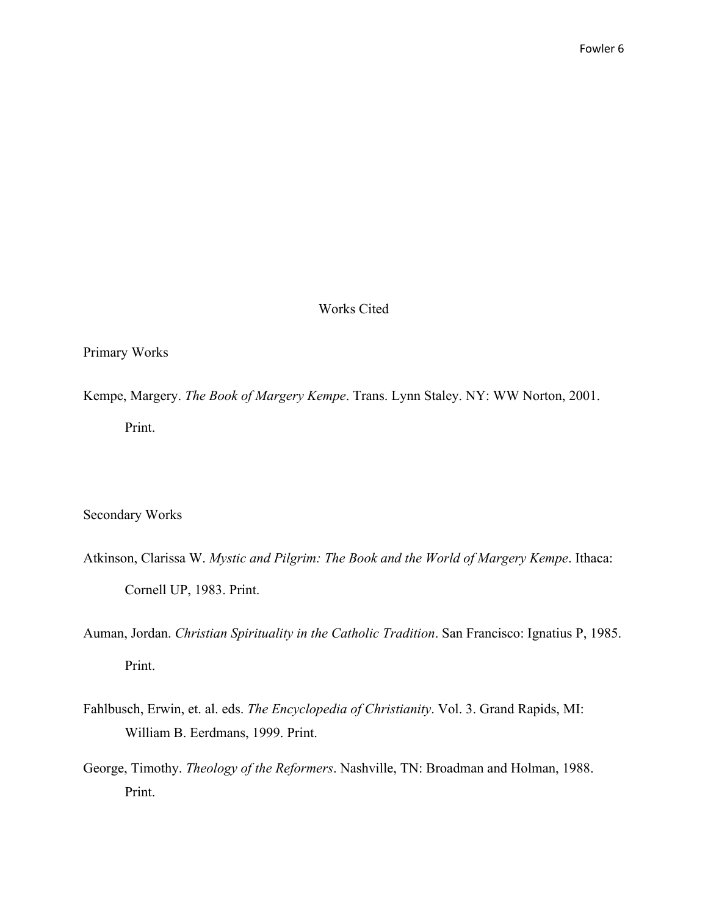# Works Cited

## Primary Works

Kempe, Margery. *The Book of Margery Kempe*. Trans. Lynn Staley. NY: WW Norton, 2001. Print.

## Secondary Works

Atkinson, Clarissa W. *Mystic and Pilgrim: The Book and the World of Margery Kempe*. Ithaca: Cornell UP, 1983. Print.

Auman, Jordan. *Christian Spirituality in the Catholic Tradition*. San Francisco: Ignatius P, 1985. Print.

Fahlbusch, Erwin, et. al. eds. *The Encyclopedia of Christianity*. Vol. 3. Grand Rapids, MI: William B. Eerdmans, 1999. Print.

George, Timothy. *Theology of the Reformers*. Nashville, TN: Broadman and Holman, 1988. Print.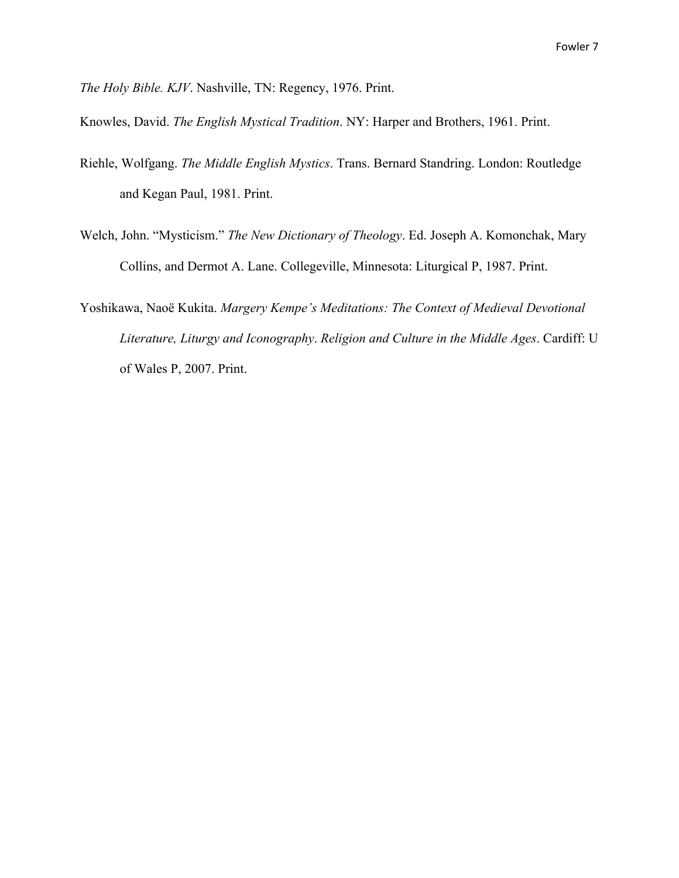*The Holy Bible. KJV*. Nashville, TN: Regency, 1976. Print.

Knowles, David. *The English Mystical Tradition*. NY: Harper and Brothers, 1961. Print.

Riehle, Wolfgang. *The Middle English Mystics*. Trans. Bernard Standring. London: Routledge and Kegan Paul, 1981. Print.

Welch, John. "Mysticism." *The New Dictionary of Theology*. Ed. Joseph A. Komonchak, Mary Collins, and Dermot A. Lane. Collegeville, Minnesota: Liturgical P, 1987. Print.

Yoshikawa, Naoë Kukita. *Margery Kempe's Meditations: The Context of Medieval Devotional Literature, Liturgy and Iconography*. *Religion and Culture in the Middle Ages*. Cardiff: U of Wales P, 2007. Print.